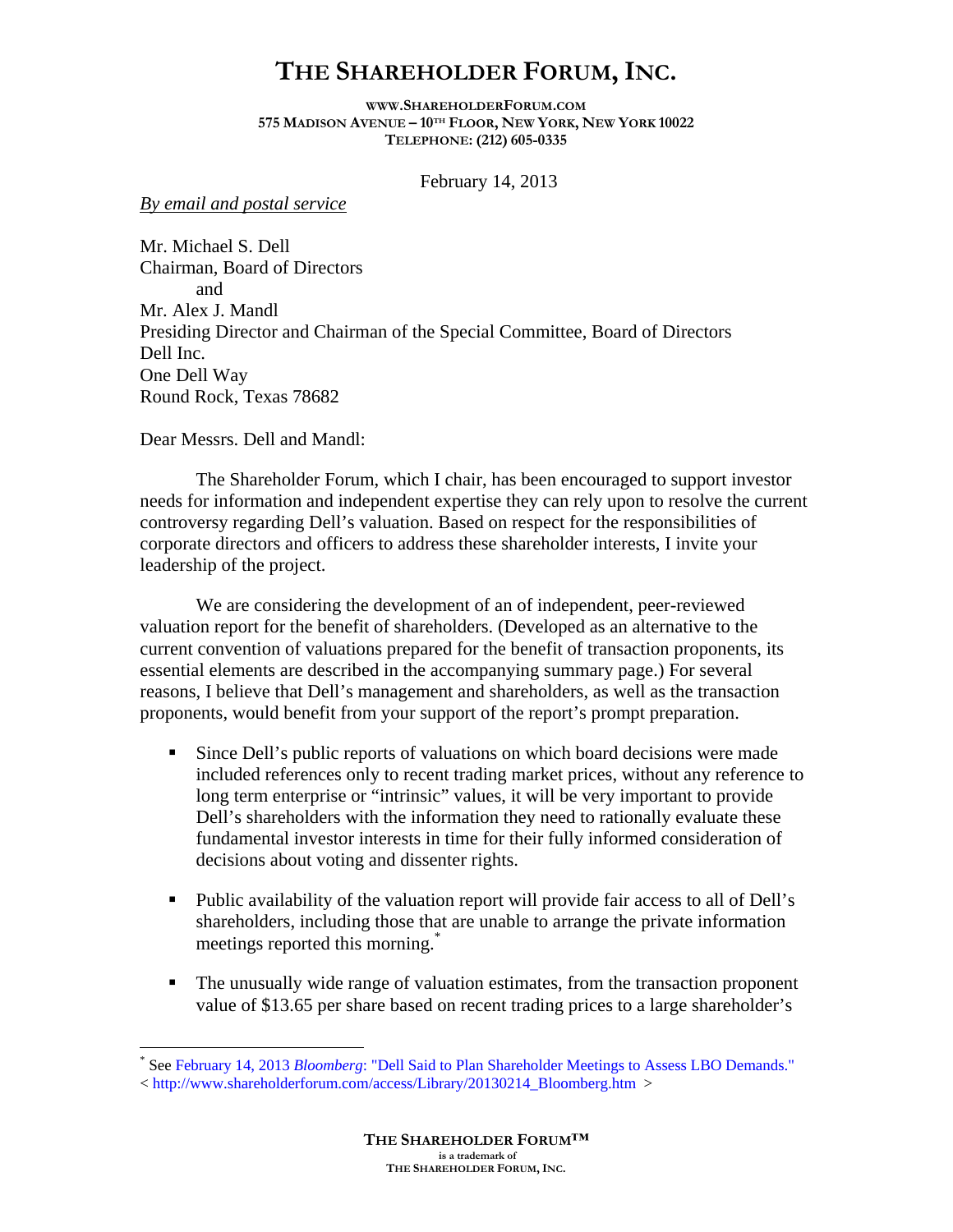# THE SHAREHOLDER FORUM, INC.

WWW.SHAREHOLDERFORUM.COM
575 MADISON AVENUE – 10TH FLOOR, NEW YORK, NEW YORK 10022
TELEPHONE: (212) 605-0335

February 14, 2013

*By email and postal service*

Mr. Michael S. Dell
Chairman, Board of Directors
and
Mr. Alex J. Mandl
Presiding Director and Chairman of the Special Committee, Board of Directors
Dell Inc.
One Dell Way
Round Rock, Texas 78682

Dear Messrs. Dell and Mandl:

The Shareholder Forum, which I chair, has been encouraged to support investor needs for information and independent expertise they can rely upon to resolve the current controversy regarding Dell's valuation. Based on respect for the responsibilities of corporate directors and officers to address these shareholder interests, I invite your leadership of the project.

We are considering the development of an of independent, peer-reviewed valuation report for the benefit of shareholders. (Developed as an alternative to the current convention of valuations prepared for the benefit of transaction proponents, its essential elements are described in the accompanying summary page.) For several reasons, I believe that Dell's management and shareholders, as well as the transaction proponents, would benefit from your support of the report's prompt preparation.

- Since Dell's public reports of valuations on which board decisions were made included references only to recent trading market prices, without any reference to long term enterprise or "intrinsic" values, it will be very important to provide Dell's shareholders with the information they need to rationally evaluate these fundamental investor interests in time for their fully informed consideration of decisions about voting and dissenter rights.

- Public availability of the valuation report will provide fair access to all of Dell's shareholders, including those that are unable to arrange the private information meetings reported this morning.*

- The unusually wide range of valuation estimates, from the transaction proponent value of $13.65 per share based on recent trading prices to a large shareholder's

---

* See February 14, 2013 *Bloomberg*: "Dell Said to Plan Shareholder Meetings to Assess LBO Demands." < http://www.shareholderforum.com/access/Library/20130214_Bloomberg.htm >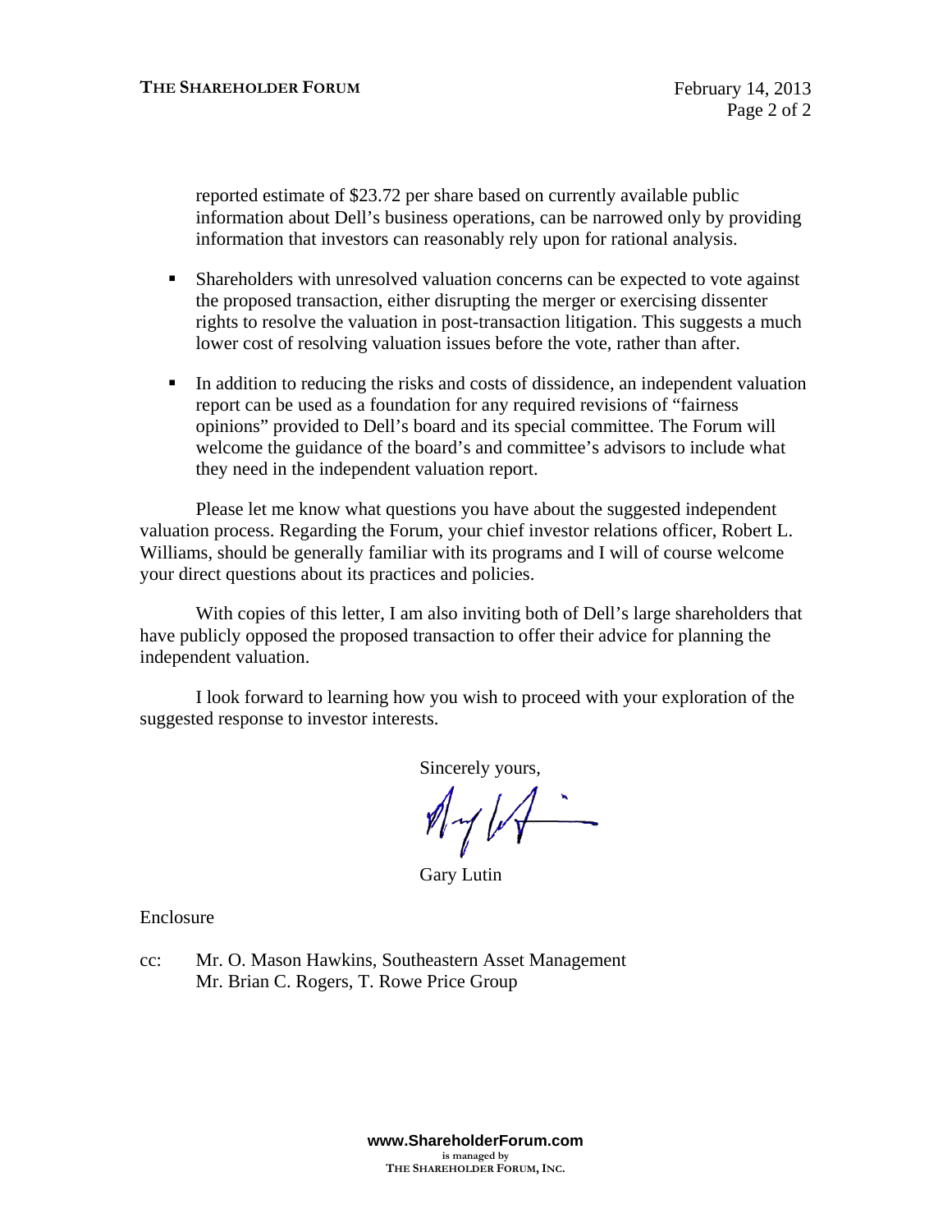reported estimate of $23.72 per share based on currently available public information about Dell's business operations, can be narrowed only by providing information that investors can reasonably rely upon for rational analysis.

- Shareholders with unresolved valuation concerns can be expected to vote against the proposed transaction, either disrupting the merger or exercising dissenter rights to resolve the valuation in post-transaction litigation. This suggests a much lower cost of resolving valuation issues before the vote, rather than after.

- In addition to reducing the risks and costs of dissidence, an independent valuation report can be used as a foundation for any required revisions of "fairness opinions" provided to Dell's board and its special committee. The Forum will welcome the guidance of the board's and committee's advisors to include what they need in the independent valuation report.

Please let me know what questions you have about the suggested independent valuation process. Regarding the Forum, your chief investor relations officer, Robert L. Williams, should be generally familiar with its programs and I will of course welcome your direct questions about its practices and policies.

With copies of this letter, I am also inviting both of Dell's large shareholders that have publicly opposed the proposed transaction to offer their advice for planning the independent valuation.

I look forward to learning how you wish to proceed with your exploration of the suggested response to investor interests.

Sincerely yours,

Gary Lutin

Enclosure

cc: Mr. O. Mason Hawkins, Southeastern Asset Management
Mr. Brian C. Rogers, T. Rowe Price Group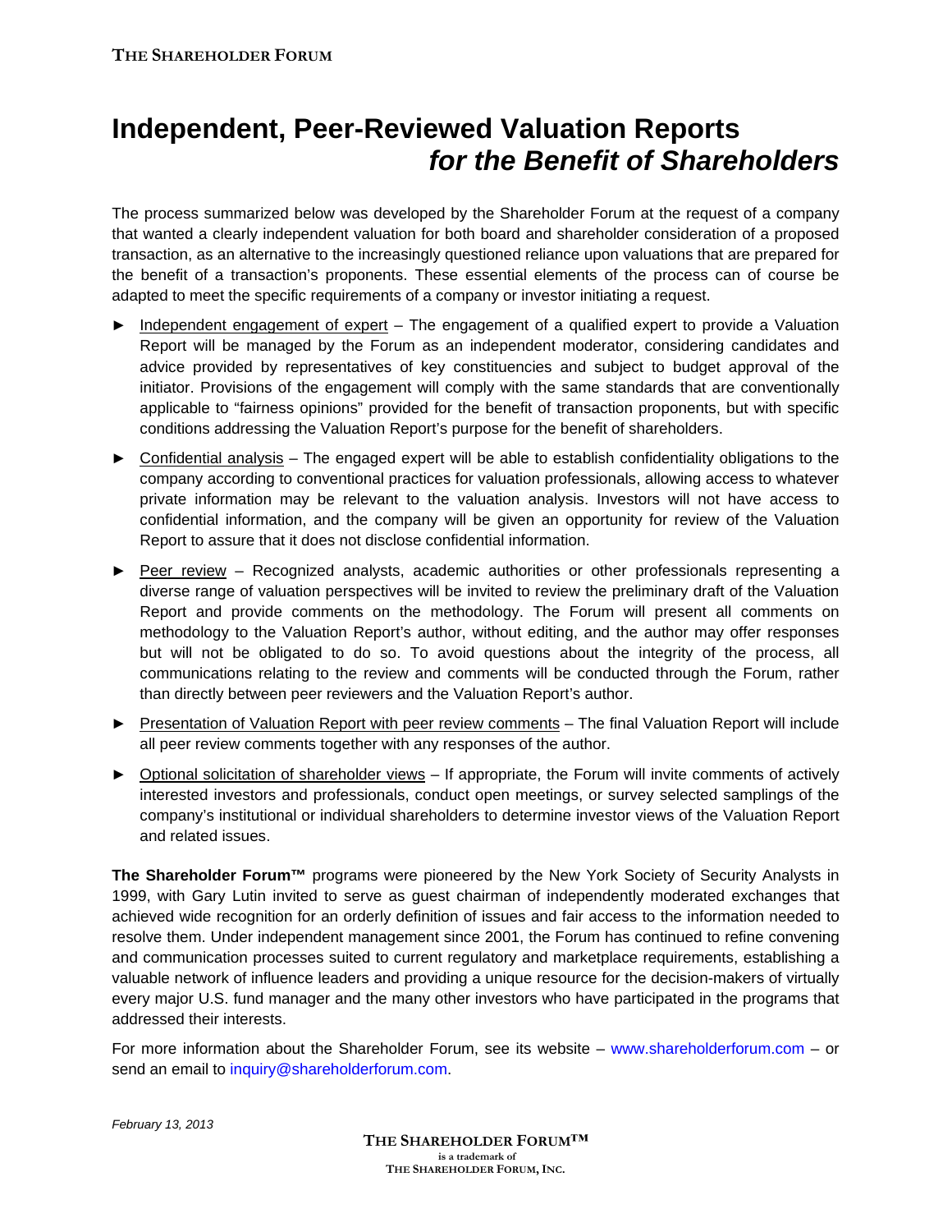# Independent, Peer-Reviewed Valuation Reports *for the Benefit of Shareholders*

The process summarized below was developed by the Shareholder Forum at the request of a company that wanted a clearly independent valuation for both board and shareholder consideration of a proposed transaction, as an alternative to the increasingly questioned reliance upon valuations that are prepared for the benefit of a transaction's proponents. These essential elements of the process can of course be adapted to meet the specific requirements of a company or investor initiating a request.

- Independent engagement of expert – The engagement of a qualified expert to provide a Valuation Report will be managed by the Forum as an independent moderator, considering candidates and advice provided by representatives of key constituencies and subject to budget approval of the initiator. Provisions of the engagement will comply with the same standards that are conventionally applicable to "fairness opinions" provided for the benefit of transaction proponents, but with specific conditions addressing the Valuation Report's purpose for the benefit of shareholders.
- Confidential analysis – The engaged expert will be able to establish confidentiality obligations to the company according to conventional practices for valuation professionals, allowing access to whatever private information may be relevant to the valuation analysis. Investors will not have access to confidential information, and the company will be given an opportunity for review of the Valuation Report to assure that it does not disclose confidential information.
- Peer review – Recognized analysts, academic authorities or other professionals representing a diverse range of valuation perspectives will be invited to review the preliminary draft of the Valuation Report and provide comments on the methodology. The Forum will present all comments on methodology to the Valuation Report's author, without editing, and the author may offer responses but will not be obligated to do so. To avoid questions about the integrity of the process, all communications relating to the review and comments will be conducted through the Forum, rather than directly between peer reviewers and the Valuation Report's author.
- Presentation of Valuation Report with peer review comments – The final Valuation Report will include all peer review comments together with any responses of the author.
- Optional solicitation of shareholder views – If appropriate, the Forum will invite comments of actively interested investors and professionals, conduct open meetings, or survey selected samplings of the company's institutional or individual shareholders to determine investor views of the Valuation Report and related issues.

**The Shareholder Forum™** programs were pioneered by the New York Society of Security Analysts in 1999, with Gary Lutin invited to serve as guest chairman of independently moderated exchanges that achieved wide recognition for an orderly definition of issues and fair access to the information needed to resolve them. Under independent management since 2001, the Forum has continued to refine convening and communication processes suited to current regulatory and marketplace requirements, establishing a valuable network of influence leaders and providing a unique resource for the decision-makers of virtually every major U.S. fund manager and the many other investors who have participated in the programs that addressed their interests.

For more information about the Shareholder Forum, see its website – www.shareholderforum.com – or send an email to inquiry@shareholderforum.com.

*February 13, 2013*

THE SHAREHOLDER FORUM™
is a trademark of
THE SHAREHOLDER FORUM, INC.